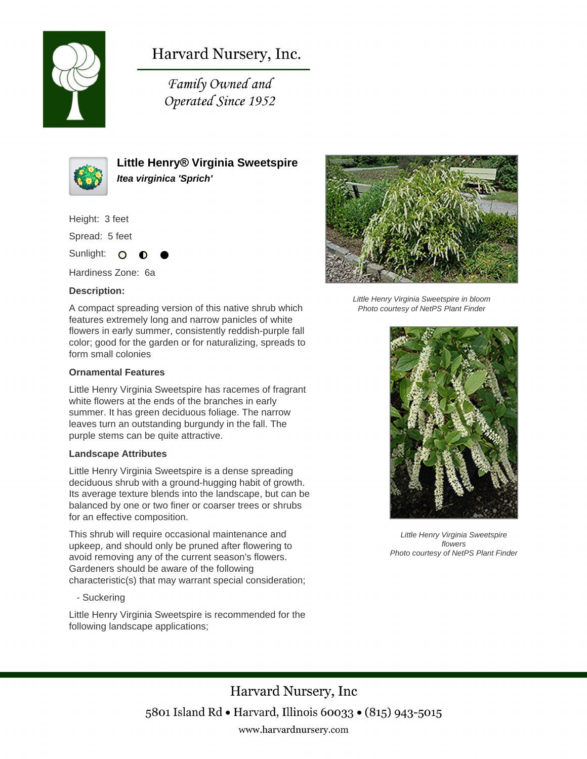# Harvard Nursery, Inc.

*Family Owned and Operated Since 1952*

## Little Henry® Virginia Sweetspire

***Itea virginica 'Sprich'***

Height: 3 feet

Spread: 5 feet

Sunlight: ○ ◐ ●

Hardiness Zone: 6a

**Description:**

A compact spreading version of this native shrub which features extremely long and narrow panicles of white flowers in early summer, consistently reddish-purple fall color; good for the garden or for naturalizing, spreads to form small colonies

### Ornamental Features

Little Henry Virginia Sweetspire has racemes of fragrant white flowers at the ends of the branches in early summer. It has green deciduous foliage. The narrow leaves turn an outstanding burgundy in the fall. The purple stems can be quite attractive.

### Landscape Attributes

Little Henry Virginia Sweetspire is a dense spreading deciduous shrub with a ground-hugging habit of growth. Its average texture blends into the landscape, but can be balanced by one or two finer or coarser trees or shrubs for an effective composition.

This shrub will require occasional maintenance and upkeep, and should only be pruned after flowering to avoid removing any of the current season's flowers. Gardeners should be aware of the following characteristic(s) that may warrant special consideration;

- Suckering

Little Henry Virginia Sweetspire is recommended for the following landscape applications;

*Little Henry Virginia Sweetspire in bloom*
*Photo courtesy of NetPS Plant Finder*

*Little Henry Virginia Sweetspire flowers*
*Photo courtesy of NetPS Plant Finder*

Harvard Nursery, Inc

5801 Island Rd • Harvard, Illinois 60033 • (815) 943-5015

www.harvardnursery.com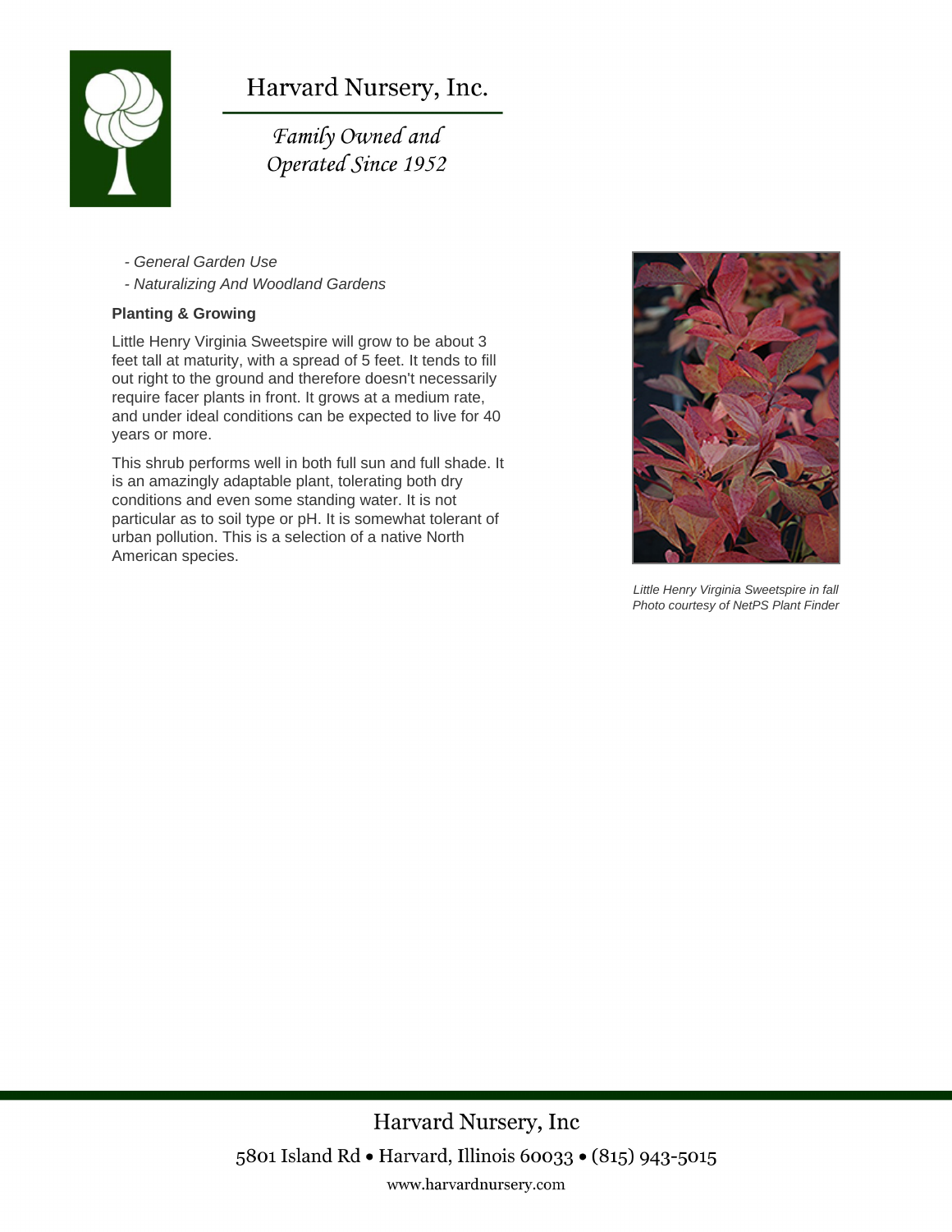- *General Garden Use*
- *Naturalizing And Woodland Gardens*

**Planting & Growing**

Little Henry Virginia Sweetspire will grow to be about 3 feet tall at maturity, with a spread of 5 feet. It tends to fill out right to the ground and therefore doesn't necessarily require facer plants in front. It grows at a medium rate, and under ideal conditions can be expected to live for 40 years or more.

This shrub performs well in both full sun and full shade. It is an amazingly adaptable plant, tolerating both dry conditions and even some standing water. It is not particular as to soil type or pH. It is somewhat tolerant of urban pollution. This is a selection of a native North American species.

*Little Henry Virginia Sweetspire in fall*
*Photo courtesy of NetPS Plant Finder*